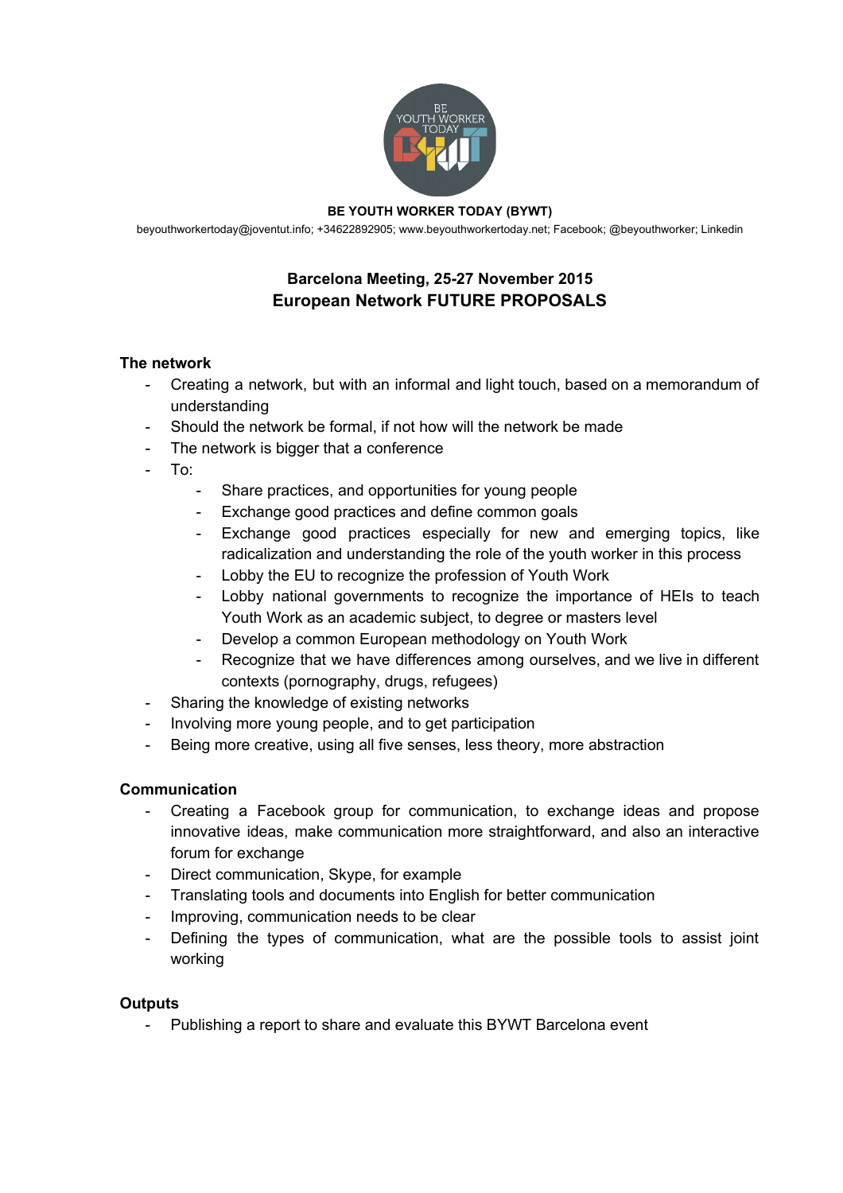**BE YOUTH WORKER TODAY (BYWT)**

beyouthworkertoday@joventut.info; +34622892905; www.beyouthworkertoday.net; Facebook; @beyouthworker; Linkedin

## Barcelona Meeting, 25-27 November 2015
## European Network FUTURE PROPOSALS

### The network

- Creating a network, but with an informal and light touch, based on a memorandum of understanding
- Should the network be formal, if not how will the network be made
- The network is bigger that a conference
- To:
  - Share practices, and opportunities for young people
  - Exchange good practices and define common goals
  - Exchange good practices especially for new and emerging topics, like radicalization and understanding the role of the youth worker in this process
  - Lobby the EU to recognize the profession of Youth Work
  - Lobby national governments to recognize the importance of HEIs to teach Youth Work as an academic subject, to degree or masters level
  - Develop a common European methodology on Youth Work
  - Recognize that we have differences among ourselves, and we live in different contexts (pornography, drugs, refugees)
- Sharing the knowledge of existing networks
- Involving more young people, and to get participation
- Being more creative, using all five senses, less theory, more abstraction

### Communication

- Creating a Facebook group for communication, to exchange ideas and propose innovative ideas, make communication more straightforward, and also an interactive forum for exchange
- Direct communication, Skype, for example
- Translating tools and documents into English for better communication
- Improving, communication needs to be clear
- Defining the types of communication, what are the possible tools to assist joint working

### Outputs

- Publishing a report to share and evaluate this BYWT Barcelona event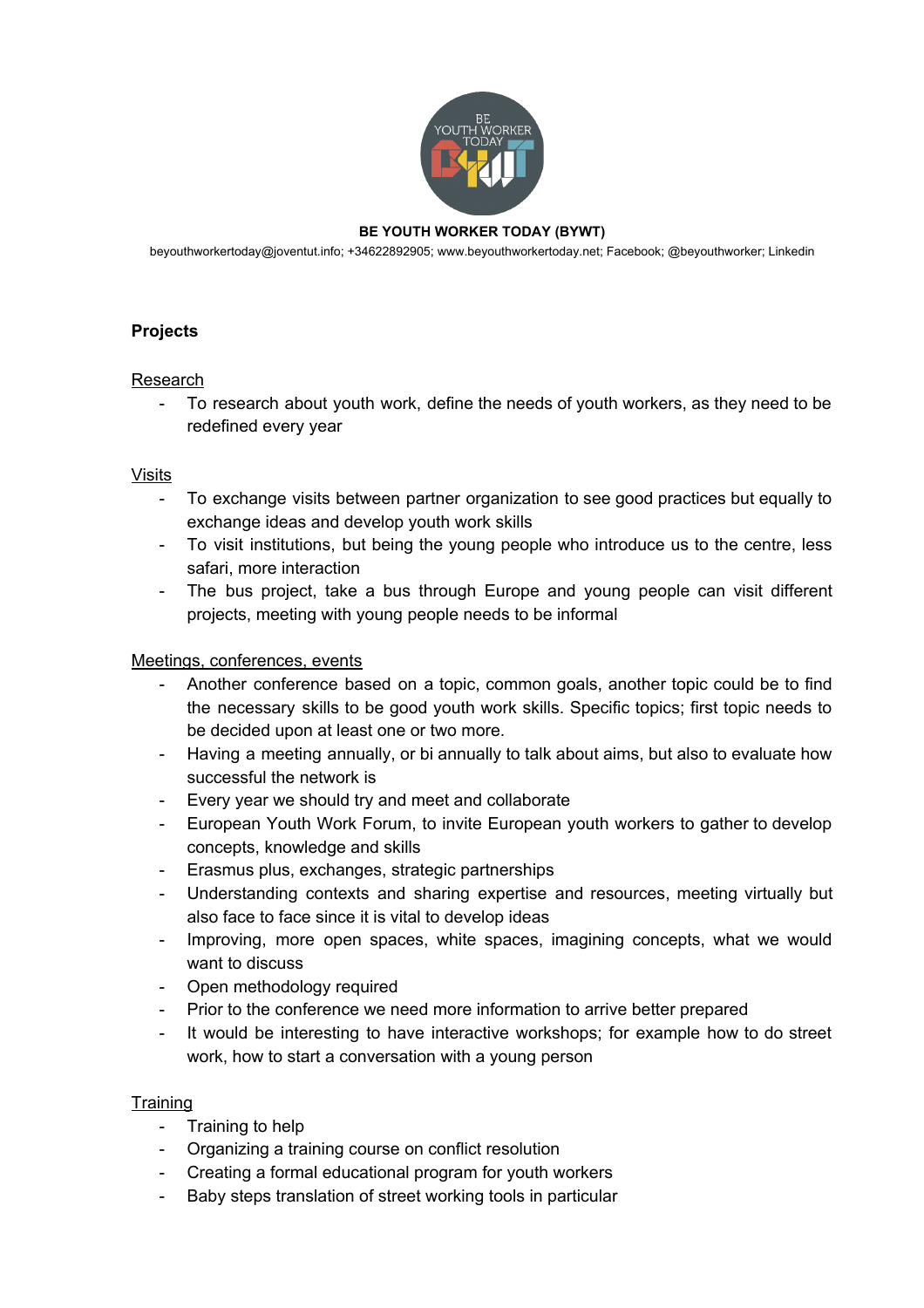**BE YOUTH WORKER TODAY (BYWT)**

beyouthworkertoday@joventut.info; +34622892905; www.beyouthworkertoday.net; Facebook; @beyouthworker; Linkedin

**Projects**

Research

- To research about youth work, define the needs of youth workers, as they need to be redefined every year

Visits

- To exchange visits between partner organization to see good practices but equally to exchange ideas and develop youth work skills
- To visit institutions, but being the young people who introduce us to the centre, less safari, more interaction
- The bus project, take a bus through Europe and young people can visit different projects, meeting with young people needs to be informal

Meetings, conferences, events

- Another conference based on a topic, common goals, another topic could be to find the necessary skills to be good youth work skills. Specific topics; first topic needs to be decided upon at least one or two more.
- Having a meeting annually, or bi annually to talk about aims, but also to evaluate how successful the network is
- Every year we should try and meet and collaborate
- European Youth Work Forum, to invite European youth workers to gather to develop concepts, knowledge and skills
- Erasmus plus, exchanges, strategic partnerships
- Understanding contexts and sharing expertise and resources, meeting virtually but also face to face since it is vital to develop ideas
- Improving, more open spaces, white spaces, imagining concepts, what we would want to discuss
- Open methodology required
- Prior to the conference we need more information to arrive better prepared
- It would be interesting to have interactive workshops; for example how to do street work, how to start a conversation with a young person

Training

- Training to help
- Organizing a training course on conflict resolution
- Creating a formal educational program for youth workers
- Baby steps translation of street working tools in particular